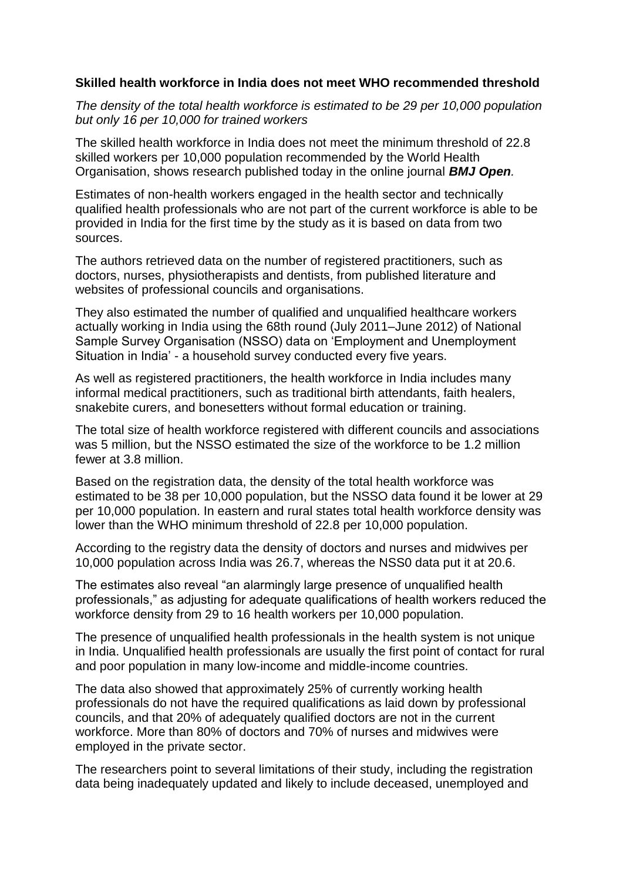**Skilled health workforce in India does not meet WHO recommended threshold**

*The density of the total health workforce is estimated to be 29 per 10,000 population but only 16 per 10,000 for trained workers*

The skilled health workforce in India does not meet the minimum threshold of 22.8 skilled workers per 10,000 population recommended by the World Health Organisation, shows research published today in the online journal ***BMJ Open****.*

Estimates of non-health workers engaged in the health sector and technically qualified health professionals who are not part of the current workforce is able to be provided in India for the first time by the study as it is based on data from two sources.

The authors retrieved data on the number of registered practitioners, such as doctors, nurses, physiotherapists and dentists, from published literature and websites of professional councils and organisations.

They also estimated the number of qualified and unqualified healthcare workers actually working in India using the 68th round (July 2011–June 2012) of National Sample Survey Organisation (NSSO) data on 'Employment and Unemployment Situation in India' - a household survey conducted every five years.

As well as registered practitioners, the health workforce in India includes many informal medical practitioners, such as traditional birth attendants, faith healers, snakebite curers, and bonesetters without formal education or training.

The total size of health workforce registered with different councils and associations was 5 million, but the NSSO estimated the size of the workforce to be 1.2 million fewer at 3.8 million.

Based on the registration data, the density of the total health workforce was estimated to be 38 per 10,000 population, but the NSSO data found it be lower at 29 per 10,000 population. In eastern and rural states total health workforce density was lower than the WHO minimum threshold of 22.8 per 10,000 population.

According to the registry data the density of doctors and nurses and midwives per 10,000 population across India was 26.7, whereas the NSS0 data put it at 20.6.

The estimates also reveal "an alarmingly large presence of unqualified health professionals," as adjusting for adequate qualifications of health workers reduced the workforce density from 29 to 16 health workers per 10,000 population.

The presence of unqualified health professionals in the health system is not unique in India. Unqualified health professionals are usually the first point of contact for rural and poor population in many low-income and middle-income countries.

The data also showed that approximately 25% of currently working health professionals do not have the required qualifications as laid down by professional councils, and that 20% of adequately qualified doctors are not in the current workforce. More than 80% of doctors and 70% of nurses and midwives were employed in the private sector.

The researchers point to several limitations of their study, including the registration data being inadequately updated and likely to include deceased, unemployed and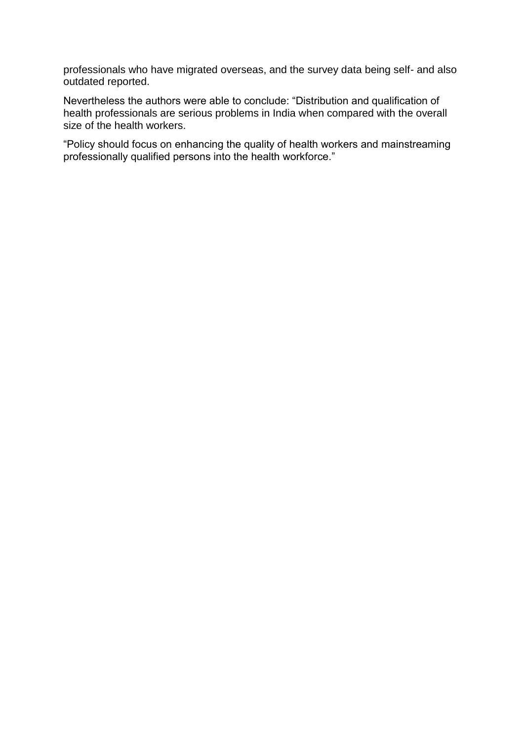professionals who have migrated overseas, and the survey data being self- and also outdated reported.

Nevertheless the authors were able to conclude: "Distribution and qualification of health professionals are serious problems in India when compared with the overall size of the health workers.

"Policy should focus on enhancing the quality of health workers and mainstreaming professionally qualified persons into the health workforce."